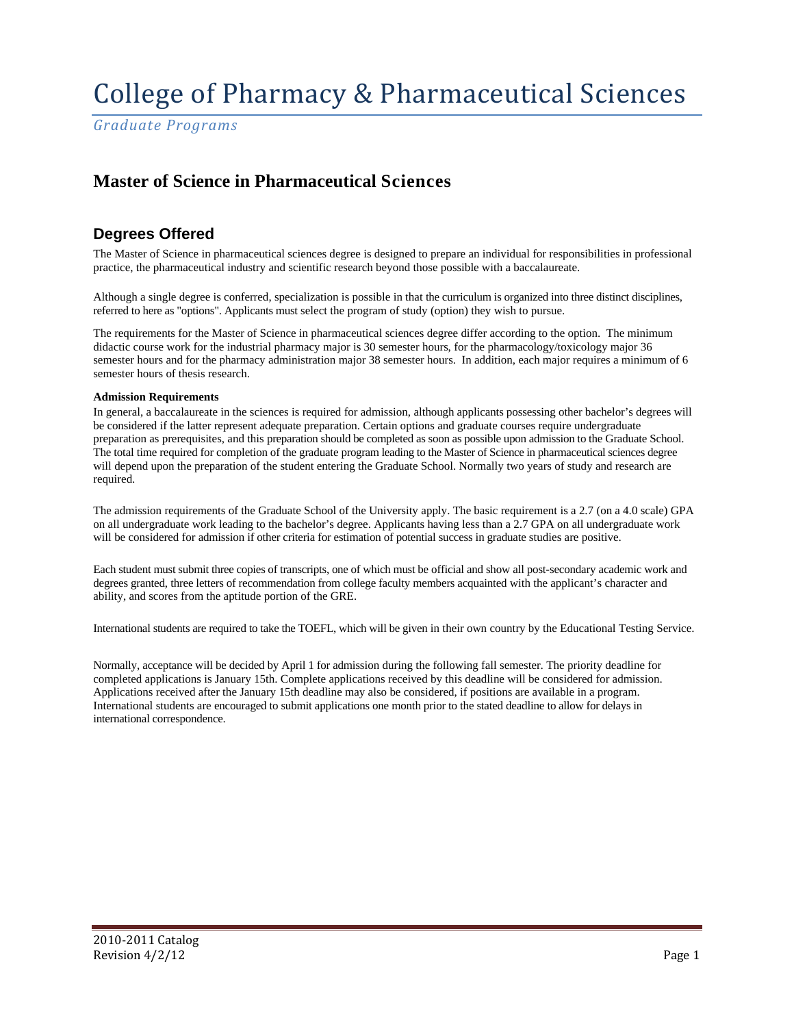# College of Pharmacy & Pharmaceutical Sciences

*Graduate Programs*

## Master of Science in Pharmaceutical Sciences

### Degrees Offered

The Master of Science in pharmaceutical sciences degree is designed to prepare an individual for responsibilities in professional practice, the pharmaceutical industry and scientific research beyond those possible with a baccalaureate.

Although a single degree is conferred, specialization is possible in that the curriculum is organized into three distinct disciplines, referred to here as "options". Applicants must select the program of study (option) they wish to pursue.

The requirements for the Master of Science in pharmaceutical sciences degree differ according to the option. The minimum didactic course work for the industrial pharmacy major is 30 semester hours, for the pharmacology/toxicology major 36 semester hours and for the pharmacy administration major 38 semester hours. In addition, each major requires a minimum of 6 semester hours of thesis research.

**Admission Requirements**

In general, a baccalaureate in the sciences is required for admission, although applicants possessing other bachelor's degrees will be considered if the latter represent adequate preparation. Certain options and graduate courses require undergraduate preparation as prerequisites, and this preparation should be completed as soon as possible upon admission to the Graduate School. The total time required for completion of the graduate program leading to the Master of Science in pharmaceutical sciences degree will depend upon the preparation of the student entering the Graduate School. Normally two years of study and research are required.

The admission requirements of the Graduate School of the University apply. The basic requirement is a 2.7 (on a 4.0 scale) GPA on all undergraduate work leading to the bachelor's degree. Applicants having less than a 2.7 GPA on all undergraduate work will be considered for admission if other criteria for estimation of potential success in graduate studies are positive.

Each student must submit three copies of transcripts, one of which must be official and show all post-secondary academic work and degrees granted, three letters of recommendation from college faculty members acquainted with the applicant's character and ability, and scores from the aptitude portion of the GRE.

International students are required to take the TOEFL, which will be given in their own country by the Educational Testing Service.

Normally, acceptance will be decided by April 1 for admission during the following fall semester. The priority deadline for completed applications is January 15th. Complete applications received by this deadline will be considered for admission. Applications received after the January 15th deadline may also be considered, if positions are available in a program. International students are encouraged to submit applications one month prior to the stated deadline to allow for delays in international correspondence.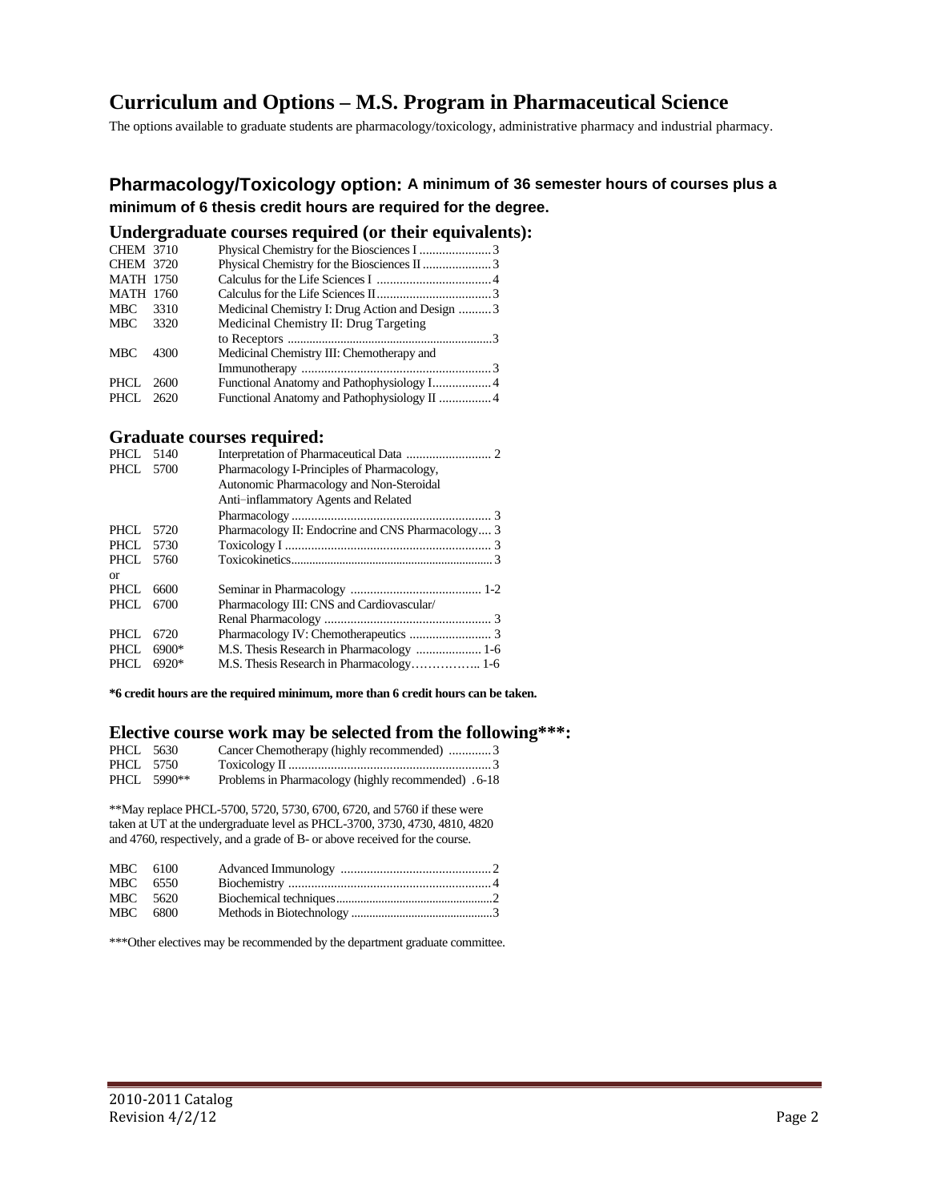# Curriculum and Options – M.S. Program in Pharmaceutical Science

The options available to graduate students are pharmacology/toxicology, administrative pharmacy and industrial pharmacy.

## Pharmacology/Toxicology option: A minimum of 36 semester hours of courses plus a minimum of 6 thesis credit hours are required for the degree.

### Undergraduate courses required (or their equivalents):

| Course | Title | Credits |
|---|---|---|
| CHEM 3710 | Physical Chemistry for the Biosciences I | 3 |
| CHEM 3720 | Physical Chemistry for the Biosciences II | 3 |
| MATH 1750 | Calculus for the Life Sciences I | 4 |
| MATH 1760 | Calculus for the Life Sciences II | 3 |
| MBC 3310 | Medicinal Chemistry I: Drug Action and Design | 3 |
| MBC 3320 | Medicinal Chemistry II: Drug Targeting to Receptors | 3 |
| MBC 4300 | Medicinal Chemistry III: Chemotherapy and Immunotherapy | 3 |
| PHCL 2600 | Functional Anatomy and Pathophysiology I | 4 |
| PHCL 2620 | Functional Anatomy and Pathophysiology II | 4 |

### Graduate courses required:

| Course | Title | Credits |
|---|---|---|
| PHCL 5140 | Interpretation of Pharmaceutical Data | 2 |
| PHCL 5700 | Pharmacology I-Principles of Pharmacology, Autonomic Pharmacology and Non-Steroidal Anti–inflammatory Agents and Related Pharmacology | 3 |
| PHCL 5720 | Pharmacology II: Endocrine and CNS Pharmacology | 3 |
| PHCL 5730 | Toxicology I | 3 |
| PHCL 5760 | Toxicokinetics | 3 |
| or | | |
| PHCL 6600 | Seminar in Pharmacology | 1-2 |
| PHCL 6700 | Pharmacology III: CNS and Cardiovascular/ Renal Pharmacology | 3 |
| PHCL 6720 | Pharmacology IV: Chemotherapeutics | 3 |
| PHCL 6900* | M.S. Thesis Research in Pharmacology | 1-6 |
| PHCL 6920* | M.S. Thesis Research in Pharmacology | 1-6 |

**\*6 credit hours are the required minimum, more than 6 credit hours can be taken.**

### Elective course work may be selected from the following***:

| Course | Title | Credits |
|---|---|---|
| PHCL 5630 | Cancer Chemotherapy (highly recommended) | 3 |
| PHCL 5750 | Toxicology II | 3 |
| PHCL 5990** | Problems in Pharmacology (highly recommended) | 6-18 |

**May replace PHCL-5700, 5720, 5730, 6700, 6720, and 5760 if these were taken at UT at the undergraduate level as PHCL-3700, 3730, 4730, 4810, 4820 and 4760, respectively, and a grade of B- or above received for the course.

| Course | Title | Credits |
|---|---|---|
| MBC 6100 | Advanced Immunology | 2 |
| MBC 6550 | Biochemistry | 4 |
| MBC 5620 | Biochemical techniques | 2 |
| MBC 6800 | Methods in Biotechnology | 3 |

***Other electives may be recommended by the department graduate committee.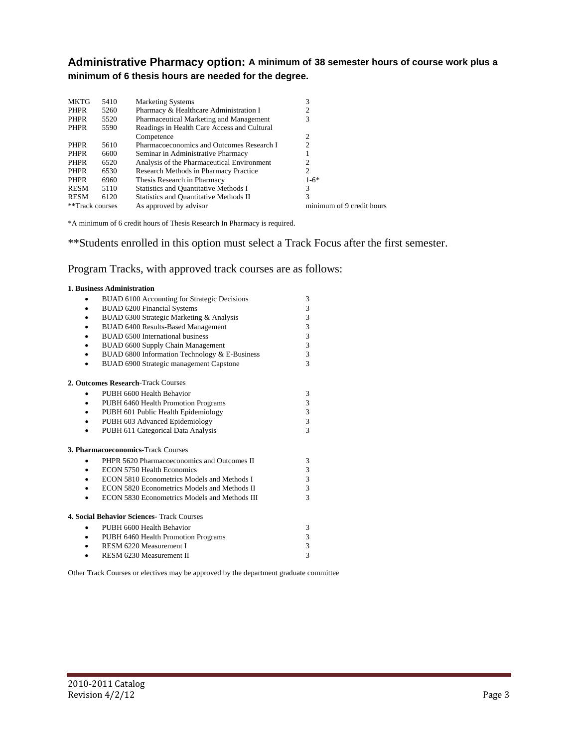## **Administrative Pharmacy option:** A minimum of 38 semester hours of course work plus a minimum of 6 thesis hours are needed for the degree.

| | | | |
|---|---|---|---|
| MKTG | 5410 | Marketing Systems | 3 |
| PHPR | 5260 | Pharmacy & Healthcare Administration I | 2 |
| PHPR | 5520 | Pharmaceutical Marketing and Management | 3 |
| PHPR | 5590 | Readings in Health Care Access and Cultural Competence | 2 |
| PHPR | 5610 | Pharmacoeconomics and Outcomes Research I | 2 |
| PHPR | 6600 | Seminar in Administrative Pharmacy | 1 |
| PHPR | 6520 | Analysis of the Pharmaceutical Environment | 2 |
| PHPR | 6530 | Research Methods in Pharmacy Practice | 2 |
| PHPR | 6960 | Thesis Research in Pharmacy | 1-6* |
| RESM | 5110 | Statistics and Quantitative Methods I | 3 |
| RESM | 6120 | Statistics and Quantitative Methods II | 3 |
| **Track courses | | As approved by advisor | minimum of 9 credit hours |

*A minimum of 6 credit hours of Thesis Research In Pharmacy is required.

**Students enrolled in this option must select a Track Focus after the first semester.

Program Tracks, with approved track courses are as follows:

**1. Business Administration**

- BUAD 6100 Accounting for Strategic Decisions 3
- BUAD 6200 Financial Systems 3
- BUAD 6300 Strategic Marketing & Analysis 3
- BUAD 6400 Results-Based Management 3
- BUAD 6500 International business 3
- BUAD 6600 Supply Chain Management 3
- BUAD 6800 Information Technology & E-Business 3
- BUAD 6900 Strategic management Capstone 3

**2. Outcomes Research**-Track Courses

- PUBH 6600 Health Behavior 3
- PUBH 6460 Health Promotion Programs 3
- PUBH 601 Public Health Epidemiology 3
- PUBH 603 Advanced Epidemiology 3
- PUBH 611 Categorical Data Analysis 3

**3. Pharmacoeconomics**-Track Courses

- PHPR 5620 Pharmacoeconomics and Outcomes II 3
- ECON 5750 Health Economics 3
- ECON 5810 Econometrics Models and Methods I 3
- ECON 5820 Econometrics Models and Methods II 3
- ECON 5830 Econometrics Models and Methods III 3

**4. Social Behavior Sciences-** Track Courses

- PUBH 6600 Health Behavior 3
- PUBH 6460 Health Promotion Programs 3
- RESM 6220 Measurement I 3
- RESM 6230 Measurement II 3

Other Track Courses or electives may be approved by the department graduate committee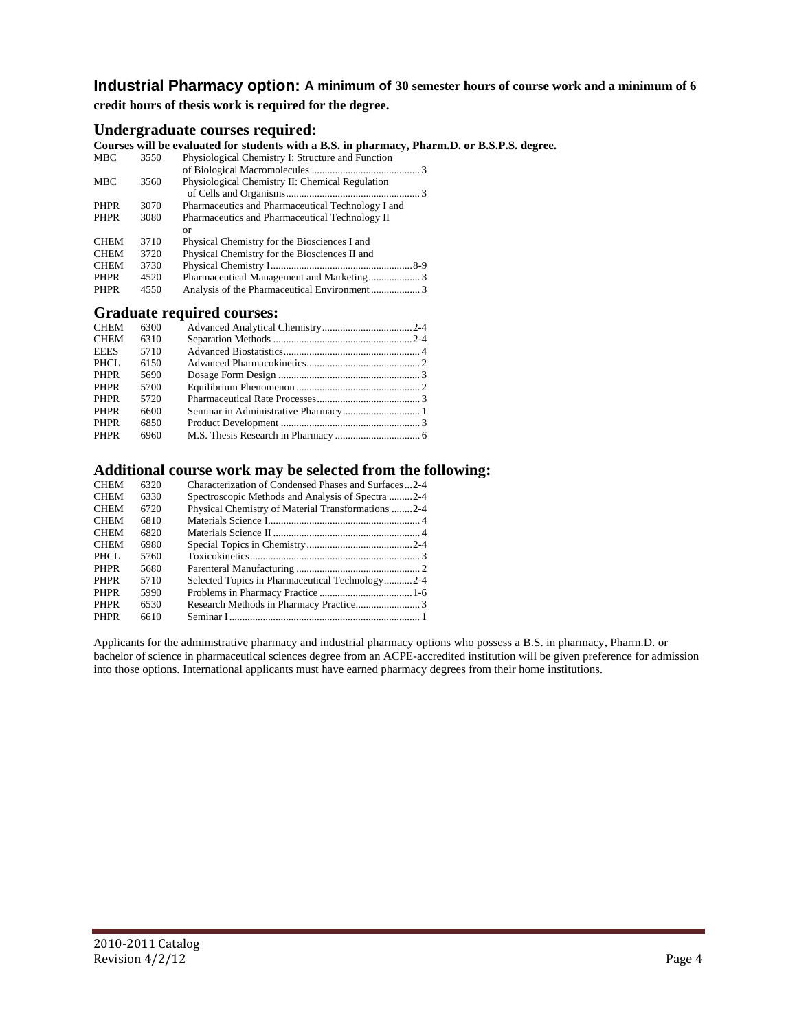### Industrial Pharmacy option: **A minimum of 30 semester hours of course work and a minimum of 6 credit hours of thesis work is required for the degree.**

### Undergraduate courses required:

**Courses will be evaluated for students with a B.S. in pharmacy, Pharm.D. or B.S.P.S. degree.**

| | | | |
|---|---|---|---|
| MBC | 3550 | Physiological Chemistry I: Structure and Function of Biological Macromolecules | 3 |
| MBC | 3560 | Physiological Chemistry II: Chemical Regulation of Cells and Organisms | 3 |
| PHPR | 3070 | Pharmaceutics and Pharmaceutical Technology I and | |
| PHPR | 3080 | Pharmaceutics and Pharmaceutical Technology II | |
| | | or | |
| CHEM | 3710 | Physical Chemistry for the Biosciences I and | |
| CHEM | 3720 | Physical Chemistry for the Biosciences II and | |
| CHEM | 3730 | Physical Chemistry I | 8-9 |
| PHPR | 4520 | Pharmaceutical Management and Marketing | 3 |
| PHPR | 4550 | Analysis of the Pharmaceutical Environment | 3 |

### Graduate required courses:

| | | | |
|---|---|---|---|
| CHEM | 6300 | Advanced Analytical Chemistry | 2-4 |
| CHEM | 6310 | Separation Methods | 2-4 |
| EEES | 5710 | Advanced Biostatistics | 4 |
| PHCL | 6150 | Advanced Pharmacokinetics | 2 |
| PHPR | 5690 | Dosage Form Design | 3 |
| PHPR | 5700 | Equilibrium Phenomenon | 2 |
| PHPR | 5720 | Pharmaceutical Rate Processes | 3 |
| PHPR | 6600 | Seminar in Administrative Pharmacy | 1 |
| PHPR | 6850 | Product Development | 3 |
| PHPR | 6960 | M.S. Thesis Research in Pharmacy | 6 |

### Additional course work may be selected from the following:

| | | | |
|---|---|---|---|
| CHEM | 6320 | Characterization of Condensed Phases and Surfaces | 2-4 |
| CHEM | 6330 | Spectroscopic Methods and Analysis of Spectra | 2-4 |
| CHEM | 6720 | Physical Chemistry of Material Transformations | 2-4 |
| CHEM | 6810 | Materials Science I | 4 |
| CHEM | 6820 | Materials Science II | 4 |
| CHEM | 6980 | Special Topics in Chemistry | 2-4 |
| PHCL | 5760 | Toxicokinetics | 3 |
| PHPR | 5680 | Parenteral Manufacturing | 2 |
| PHPR | 5710 | Selected Topics in Pharmaceutical Technology | 2-4 |
| PHPR | 5990 | Problems in Pharmacy Practice | 1-6 |
| PHPR | 6530 | Research Methods in Pharmacy Practice | 3 |
| PHPR | 6610 | Seminar I | 1 |

Applicants for the administrative pharmacy and industrial pharmacy options who possess a B.S. in pharmacy, Pharm.D. or bachelor of science in pharmaceutical sciences degree from an ACPE-accredited institution will be given preference for admission into those options. International applicants must have earned pharmacy degrees from their home institutions.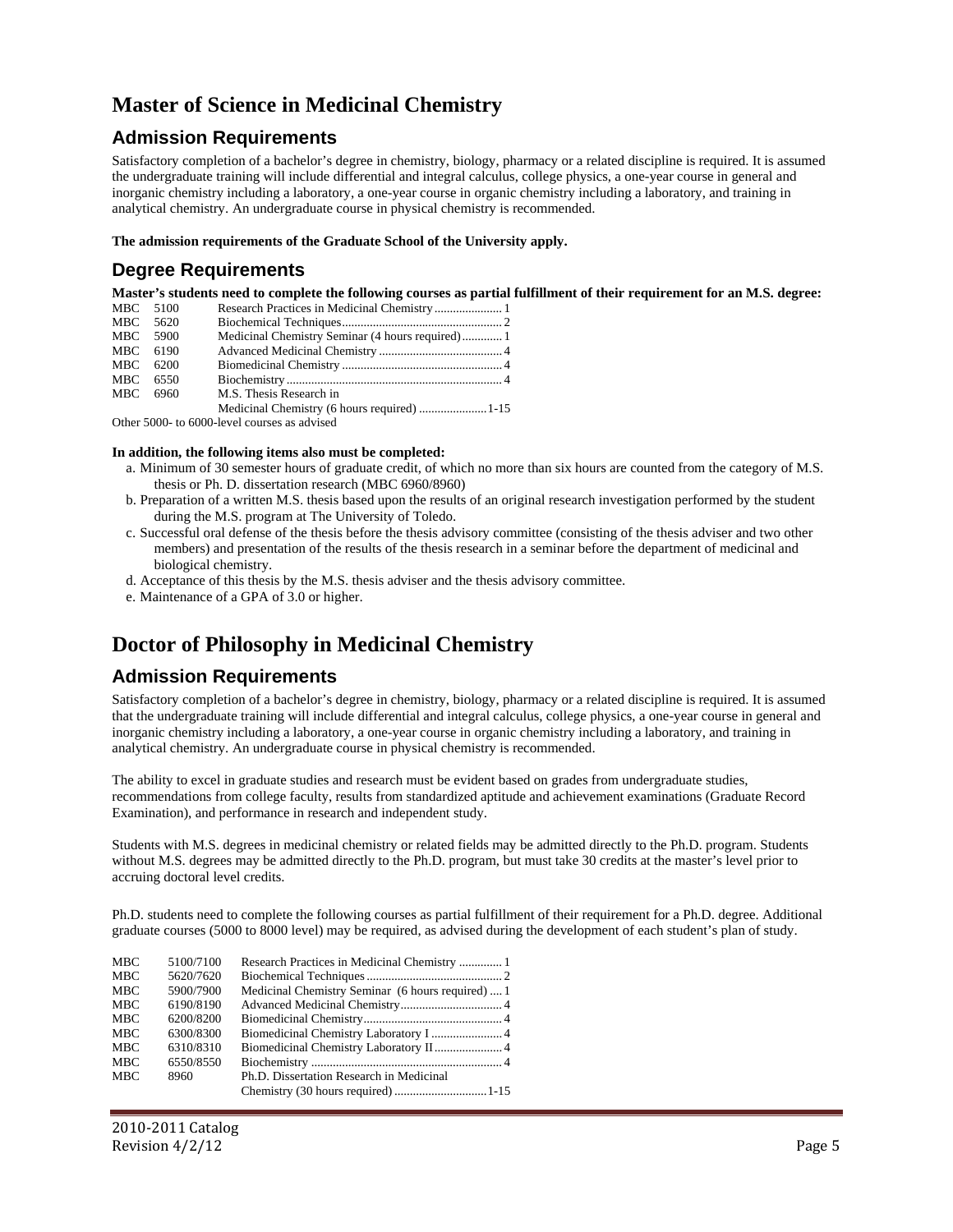# Master of Science in Medicinal Chemistry

## Admission Requirements

Satisfactory completion of a bachelor's degree in chemistry, biology, pharmacy or a related discipline is required. It is assumed the undergraduate training will include differential and integral calculus, college physics, a one-year course in general and inorganic chemistry including a laboratory, a one-year course in organic chemistry including a laboratory, and training in analytical chemistry. An undergraduate course in physical chemistry is recommended.

**The admission requirements of the Graduate School of the University apply.**

## Degree Requirements

**Master's students need to complete the following courses as partial fulfillment of their requirement for an M.S. degree:**

| | | | |
|---|---|---|---|
| MBC | 5100 | Research Practices in Medicinal Chemistry | 1 |
| MBC | 5620 | Biochemical Techniques | 2 |
| MBC | 5900 | Medicinal Chemistry Seminar (4 hours required) | 1 |
| MBC | 6190 | Advanced Medicinal Chemistry | 4 |
| MBC | 6200 | Biomedicinal Chemistry | 4 |
| MBC | 6550 | Biochemistry | 4 |
| MBC | 6960 | M.S. Thesis Research in Medicinal Chemistry (6 hours required) | 1-15 |

Other 5000- to 6000-level courses as advised

**In addition, the following items also must be completed:**

a. Minimum of 30 semester hours of graduate credit, of which no more than six hours are counted from the category of M.S. thesis or Ph. D. dissertation research (MBC 6960/8960)

b. Preparation of a written M.S. thesis based upon the results of an original research investigation performed by the student during the M.S. program at The University of Toledo.

c. Successful oral defense of the thesis before the thesis advisory committee (consisting of the thesis adviser and two other members) and presentation of the results of the thesis research in a seminar before the department of medicinal and biological chemistry.

d. Acceptance of this thesis by the M.S. thesis adviser and the thesis advisory committee.

e. Maintenance of a GPA of 3.0 or higher.

# Doctor of Philosophy in Medicinal Chemistry

## Admission Requirements

Satisfactory completion of a bachelor's degree in chemistry, biology, pharmacy or a related discipline is required. It is assumed that the undergraduate training will include differential and integral calculus, college physics, a one-year course in general and inorganic chemistry including a laboratory, a one-year course in organic chemistry including a laboratory, and training in analytical chemistry. An undergraduate course in physical chemistry is recommended.

The ability to excel in graduate studies and research must be evident based on grades from undergraduate studies, recommendations from college faculty, results from standardized aptitude and achievement examinations (Graduate Record Examination), and performance in research and independent study.

Students with M.S. degrees in medicinal chemistry or related fields may be admitted directly to the Ph.D. program. Students without M.S. degrees may be admitted directly to the Ph.D. program, but must take 30 credits at the master's level prior to accruing doctoral level credits.

Ph.D. students need to complete the following courses as partial fulfillment of their requirement for a Ph.D. degree. Additional graduate courses (5000 to 8000 level) may be required, as advised during the development of each student's plan of study.

| | | | |
|---|---|---|---|
| MBC | 5100/7100 | Research Practices in Medicinal Chemistry | 1 |
| MBC | 5620/7620 | Biochemical Techniques | 2 |
| MBC | 5900/7900 | Medicinal Chemistry Seminar (6 hours required) | 1 |
| MBC | 6190/8190 | Advanced Medicinal Chemistry | 4 |
| MBC | 6200/8200 | Biomedicinal Chemistry | 4 |
| MBC | 6300/8300 | Biomedicinal Chemistry Laboratory I | 4 |
| MBC | 6310/8310 | Biomedicinal Chemistry Laboratory II | 4 |
| MBC | 6550/8550 | Biochemistry | 4 |
| MBC | 8960 | Ph.D. Dissertation Research in Medicinal Chemistry (30 hours required) | 1-15 |

2010-2011 Catalog
Revision 4/2/12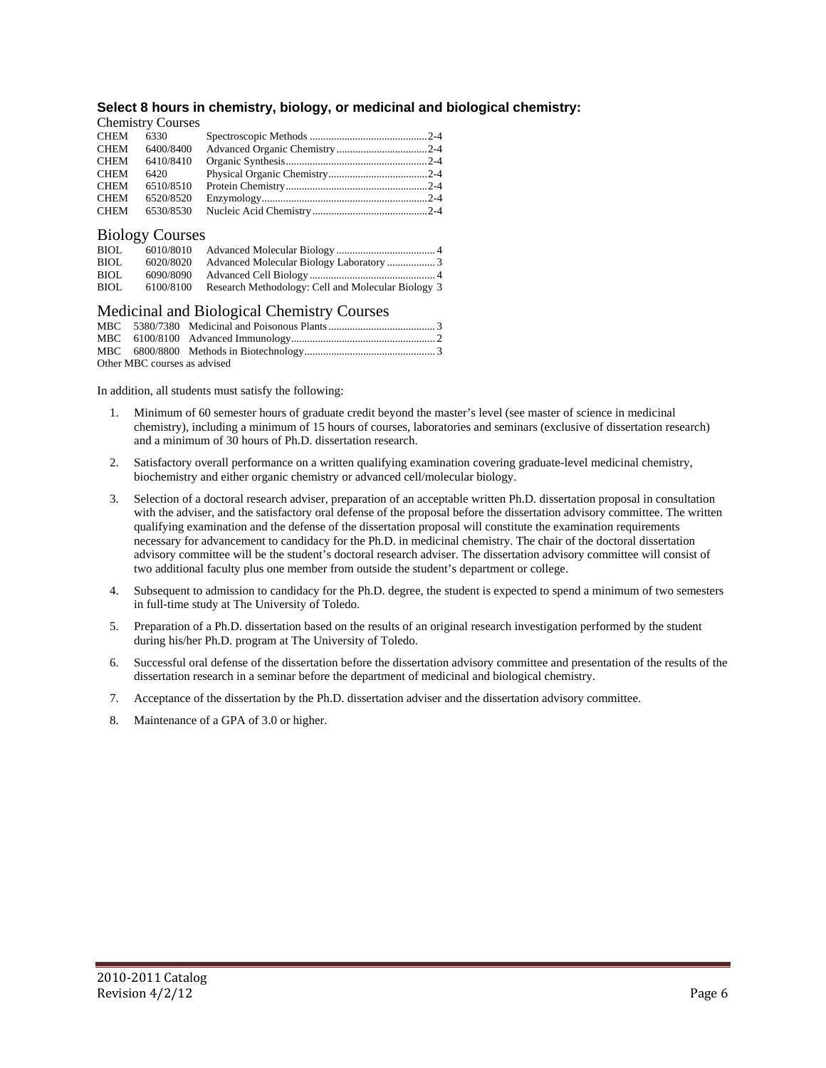**Select 8 hours in chemistry, biology, or medicinal and biological chemistry:**

### Chemistry Courses

| | | | |
|---|---|---|---|
| CHEM | 6330 | Spectroscopic Methods | 2-4 |
| CHEM | 6400/8400 | Advanced Organic Chemistry | 2-4 |
| CHEM | 6410/8410 | Organic Synthesis | 2-4 |
| CHEM | 6420 | Physical Organic Chemistry | 2-4 |
| CHEM | 6510/8510 | Protein Chemistry | 2-4 |
| CHEM | 6520/8520 | Enzymology | 2-4 |
| CHEM | 6530/8530 | Nucleic Acid Chemistry | 2-4 |

### Biology Courses

| | | | |
|---|---|---|---|
| BIOL | 6010/8010 | Advanced Molecular Biology | 4 |
| BIOL | 6020/8020 | Advanced Molecular Biology Laboratory | 3 |
| BIOL | 6090/8090 | Advanced Cell Biology | 4 |
| BIOL | 6100/8100 | Research Methodology: Cell and Molecular Biology | 3 |

### Medicinal and Biological Chemistry Courses

| | | | |
|---|---|---|---|
| MBC | 5380/7380 | Medicinal and Poisonous Plants | 3 |
| MBC | 6100/8100 | Advanced Immunology | 2 |
| MBC | 6800/8800 | Methods in Biotechnology | 3 |

Other MBC courses as advised

In addition, all students must satisfy the following:

1. Minimum of 60 semester hours of graduate credit beyond the master's level (see master of science in medicinal chemistry), including a minimum of 15 hours of courses, laboratories and seminars (exclusive of dissertation research) and a minimum of 30 hours of Ph.D. dissertation research.
2. Satisfactory overall performance on a written qualifying examination covering graduate-level medicinal chemistry, biochemistry and either organic chemistry or advanced cell/molecular biology.
3. Selection of a doctoral research adviser, preparation of an acceptable written Ph.D. dissertation proposal in consultation with the adviser, and the satisfactory oral defense of the proposal before the dissertation advisory committee. The written qualifying examination and the defense of the dissertation proposal will constitute the examination requirements necessary for advancement to candidacy for the Ph.D. in medicinal chemistry. The chair of the doctoral dissertation advisory committee will be the student's doctoral research adviser. The dissertation advisory committee will consist of two additional faculty plus one member from outside the student's department or college.
4. Subsequent to admission to candidacy for the Ph.D. degree, the student is expected to spend a minimum of two semesters in full-time study at The University of Toledo.
5. Preparation of a Ph.D. dissertation based on the results of an original research investigation performed by the student during his/her Ph.D. program at The University of Toledo.
6. Successful oral defense of the dissertation before the dissertation advisory committee and presentation of the results of the dissertation research in a seminar before the department of medicinal and biological chemistry.
7. Acceptance of the dissertation by the Ph.D. dissertation adviser and the dissertation advisory committee.
8. Maintenance of a GPA of 3.0 or higher.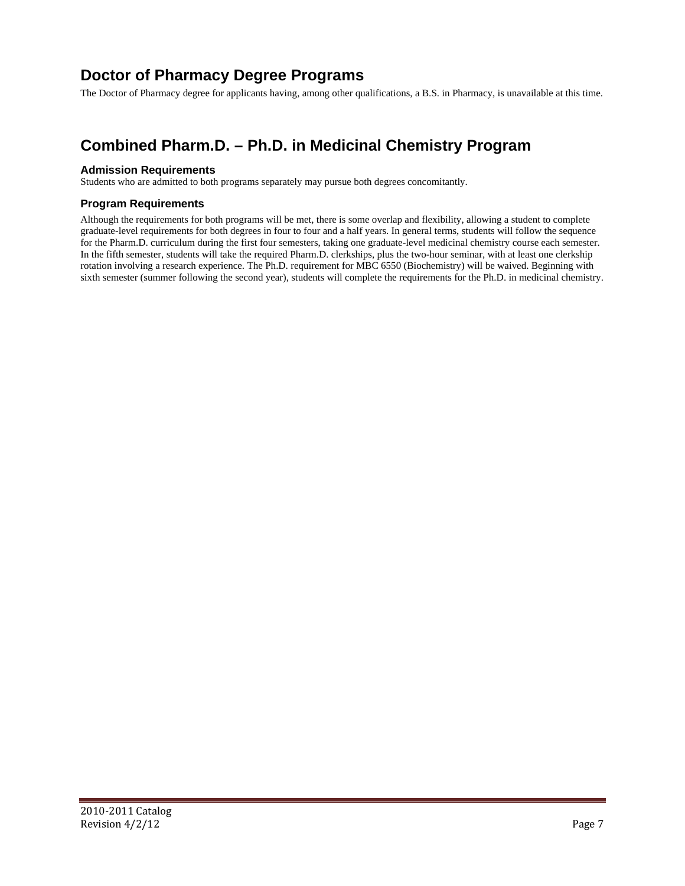## Doctor of Pharmacy Degree Programs

The Doctor of Pharmacy degree for applicants having, among other qualifications, a B.S. in Pharmacy, is unavailable at this time.

## Combined Pharm.D. – Ph.D. in Medicinal Chemistry Program

### Admission Requirements

Students who are admitted to both programs separately may pursue both degrees concomitantly.

### Program Requirements

Although the requirements for both programs will be met, there is some overlap and flexibility, allowing a student to complete graduate-level requirements for both degrees in four to four and a half years. In general terms, students will follow the sequence for the Pharm.D. curriculum during the first four semesters, taking one graduate-level medicinal chemistry course each semester. In the fifth semester, students will take the required Pharm.D. clerkships, plus the two-hour seminar, with at least one clerkship rotation involving a research experience. The Ph.D. requirement for MBC 6550 (Biochemistry) will be waived. Beginning with sixth semester (summer following the second year), students will complete the requirements for the Ph.D. in medicinal chemistry.